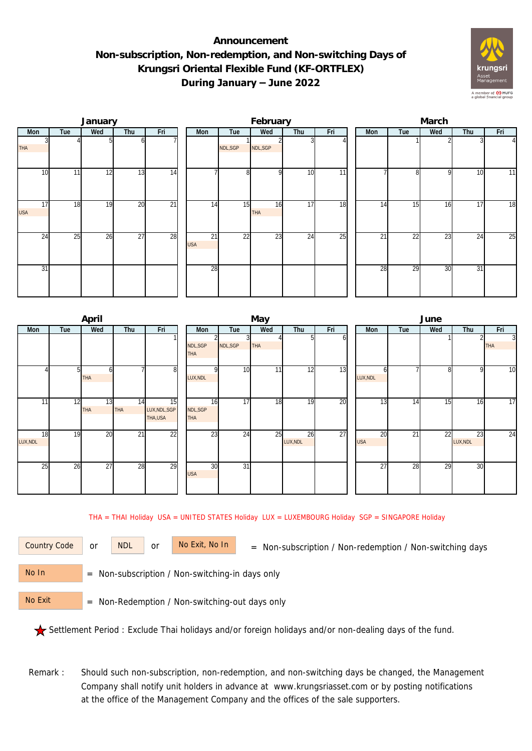# Announcement
## Non-subscription, Non-redemption, and Non-switching Days of Krungsri Oriental Flexible Fund (KF-ORTFLEX)
## During January – June 2022

### January

| Mon | Tue | Wed | Thu | Fri |
|---|---|---|---|---|
| 3 THA | 4 | 5 | 6 | 7 |
| 10 | 11 | 12 | 13 | 14 |
| 17 USA | 18 | 19 | 20 | 21 |
| 24 | 25 | 26 | 27 | 28 |
| 31 | | | | |

### February

| Mon | Tue | Wed | Thu | Fri |
|---|---|---|---|---|
| | 1 NDL,SGP | 2 NDL,SGP | 3 | 4 |
| 7 | 8 | 9 | 10 | 11 |
| 14 | 15 | 16 THA | 17 | 18 |
| 21 USA | 22 | 23 | 24 | 25 |
| 28 | | | | |

### March

| Mon | Tue | Wed | Thu | Fri |
|---|---|---|---|---|
| | 1 | 2 | 3 | 4 |
| 7 | 8 | 9 | 10 | 11 |
| 14 | 15 | 16 | 17 | 18 |
| 21 | 22 | 23 | 24 | 25 |
| 28 | 29 | 30 | 31 | |

### April

| Mon | Tue | Wed | Thu | Fri |
|---|---|---|---|---|
| | | | | 1 |
| 4 | 5 | 6 THA | 7 | 8 |
| 11 | 12 | 13 THA | 14 THA | 15 LUX,NDL,SGP THA,USA |
| 18 LUX,NDL | 19 | 20 | 21 | 22 |
| 25 | 26 | 27 | 28 | 29 |

### May

| Mon | Tue | Wed | Thu | Fri |
|---|---|---|---|---|
| 2 NDL,SGP THA | 3 NDL,SGP | 4 THA | 5 | 6 |
| 9 LUX,NDL | 10 | 11 | 12 | 13 |
| 16 NDL,SGP THA | 17 | 18 | 19 | 20 |
| 23 | 24 | 25 | 26 LUX,NDL | 27 |
| 30 USA | 31 | | | |

### June

| Mon | Tue | Wed | Thu | Fri |
|---|---|---|---|---|
| | | 1 | 2 | 3 THA |
| 6 LUX,NDL | 7 | 8 | 9 | 10 |
| 13 | 14 | 15 | 16 | 17 |
| 20 USA | 21 | 22 | 23 LUX,NDL | 24 |
| 27 | 28 | 29 | 30 | |

THA = THAI Holiday USA = UNITED STATES Holiday LUX = LUXEMBOURG Holiday SGP = SINGAPORE Holiday

Country Code or NDL or No Exit, No In = Non-subscription / Non-redemption / Non-switching days

No In = Non-subscription / Non-switching-in days only

No Exit = Non-Redemption / Non-switching-out days only

★ Settlement Period : Exclude Thai holidays and/or foreign holidays and/or non-dealing days of the fund.

Remark : Should such non-subscription, non-redemption, and non-switching days be changed, the Management Company shall notify unit holders in advance at www.krungsriasset.com or by posting notifications at the office of the Management Company and the offices of the sale supporters.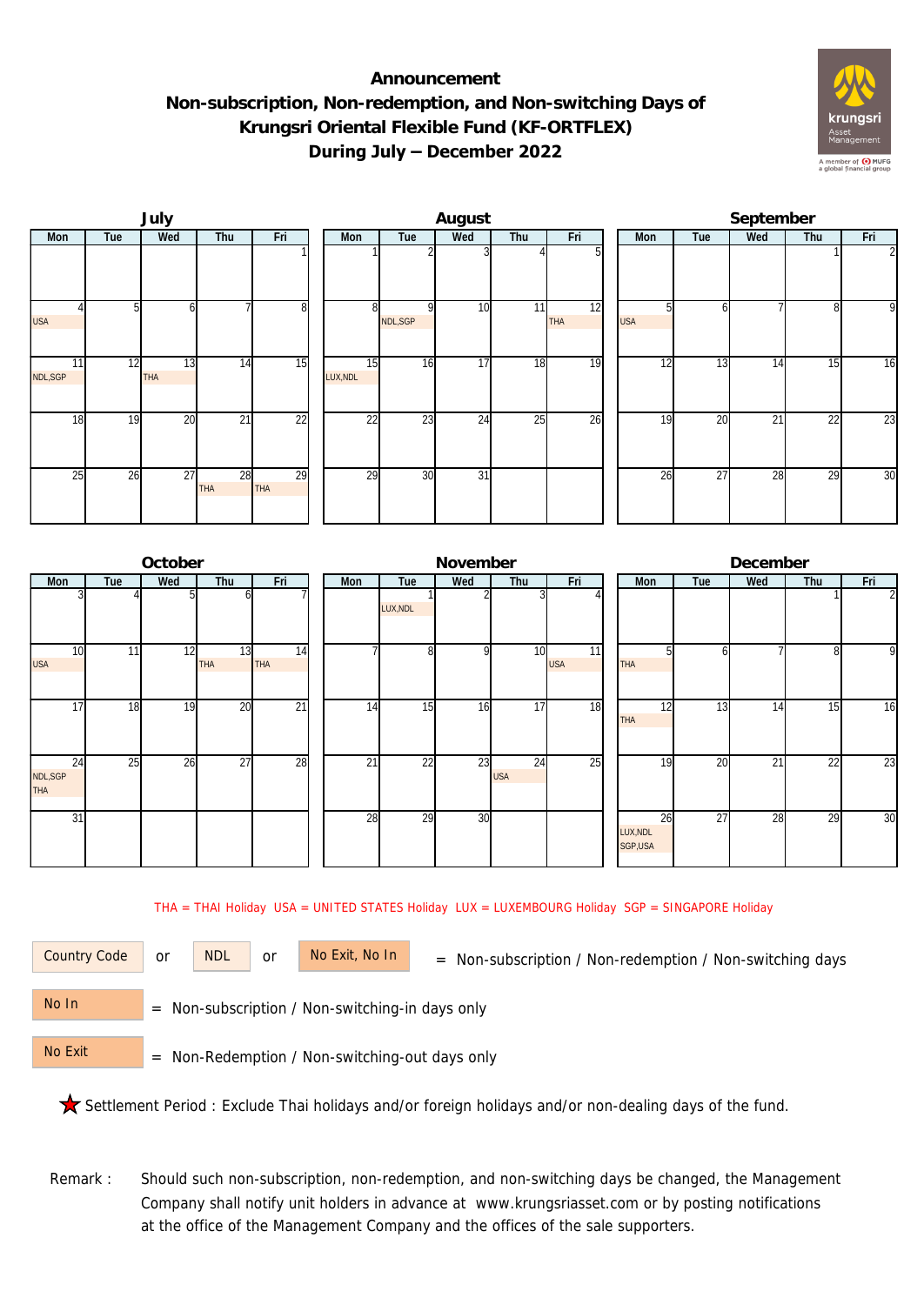# Announcement

## Non-subscription, Non-redemption, and Non-switching Days of Krungsri Oriental Flexible Fund (KF-ORTFLEX) During July – December 2022

### July

| Mon | Tue | Wed | Thu | Fri |
|---|---|---|---|---|
| | | | | 1 |
| 4 USA | 5 | 6 | 7 | 8 |
| 11 NDL,SGP | 12 | 13 THA | 14 | 15 |
| 18 | 19 | 20 | 21 | 22 |
| 25 | 26 | 27 | 28 THA | 29 THA |

### August

| Mon | Tue | Wed | Thu | Fri |
|---|---|---|---|---|
| 1 | 2 | 3 | 4 | 5 |
| 8 | 9 NDL,SGP | 10 | 11 | 12 THA |
| 15 LUX,NDL | 16 | 17 | 18 | 19 |
| 22 | 23 | 24 | 25 | 26 |
| 29 | 30 | 31 | | |

### September

| Mon | Tue | Wed | Thu | Fri |
|---|---|---|---|---|
| | | | 1 | 2 |
| 5 USA | 6 | 7 | 8 | 9 |
| 12 | 13 | 14 | 15 | 16 |
| 19 | 20 | 21 | 22 | 23 |
| 26 | 27 | 28 | 29 | 30 |

### October

| Mon | Tue | Wed | Thu | Fri |
|---|---|---|---|---|
| 3 | 4 | 5 | 6 | 7 |
| 10 USA | 11 | 12 | 13 THA | 14 THA |
| 17 | 18 | 19 | 20 | 21 |
| 24 NDL,SGP THA | 25 | 26 | 27 | 28 |
| 31 | | | | |

### November

| Mon | Tue | Wed | Thu | Fri |
|---|---|---|---|---|
| | 1 LUX,NDL | 2 | 3 | 4 |
| 7 | 8 | 9 | 10 | 11 USA |
| 14 | 15 | 16 | 17 | 18 |
| 21 | 22 | 23 | 24 USA | 25 |
| 28 | 29 | 30 | | |

### December

| Mon | Tue | Wed | Thu | Fri |
|---|---|---|---|---|
| | | | 1 | 2 |
| 5 THA | 6 | 7 | 8 | 9 |
| 12 THA | 13 | 14 | 15 | 16 |
| 19 | 20 | 21 | 22 | 23 |
| 26 LUX,NDL SGP,USA | 27 | 28 | 29 | 30 |

THA = THAI Holiday USA = UNITED STATES Holiday LUX = LUXEMBOURG Holiday SGP = SINGAPORE Holiday

Country Code or NDL or No Exit, No In = Non-subscription / Non-redemption / Non-switching days

No In = Non-subscription / Non-switching-in days only

No Exit = Non-Redemption / Non-switching-out days only

★ Settlement Period : Exclude Thai holidays and/or foreign holidays and/or non-dealing days of the fund.

Remark : Should such non-subscription, non-redemption, and non-switching days be changed, the Management Company shall notify unit holders in advance at www.krungsriasset.com or by posting notifications at the office of the Management Company and the offices of the sale supporters.